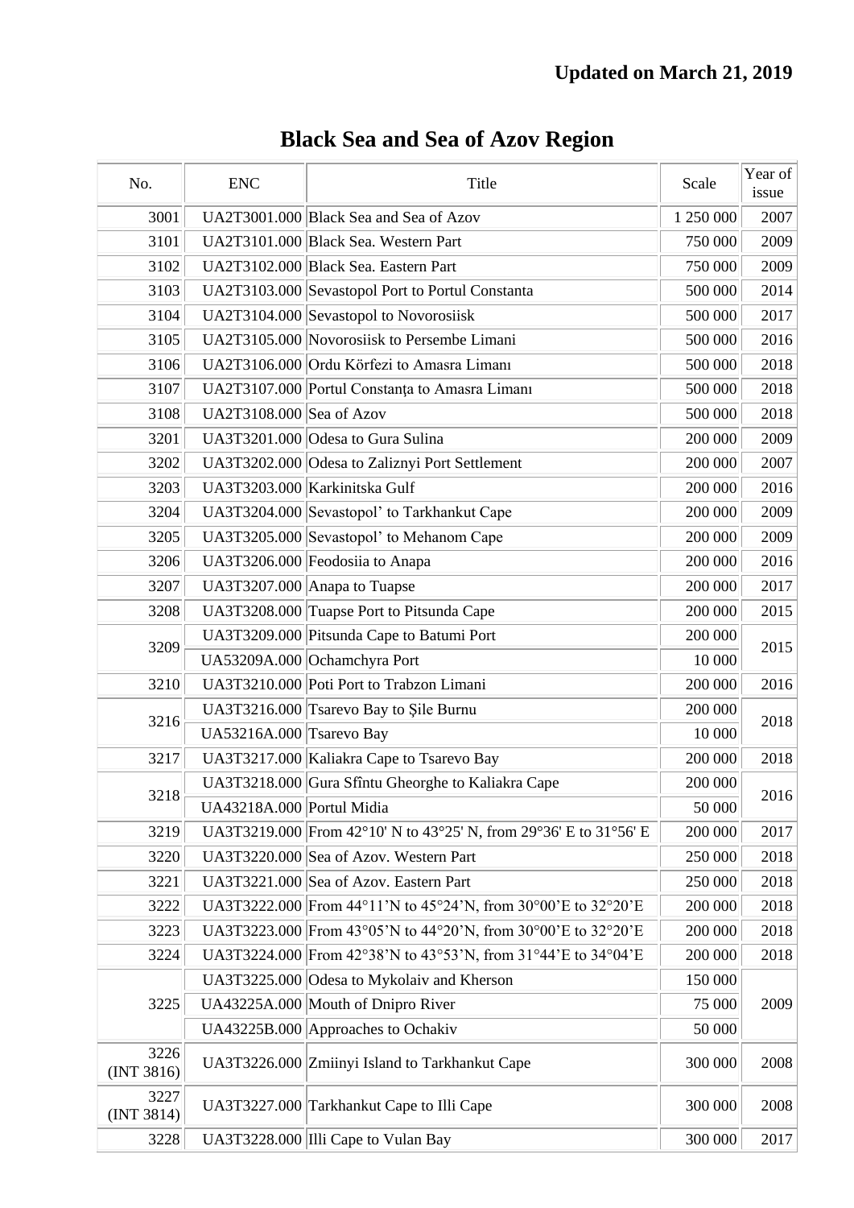**Updated on March 21, 2019**

# Black Sea and Sea of Azov Region

| No. | ENC | Title | Scale | Year of issue |
|---|---|---|---|---|
| 3001 | UA2T3001.000 | Black Sea and Sea of Azov | 1 250 000 | 2007 |
| 3101 | UA2T3101.000 | Black Sea. Western Part | 750 000 | 2009 |
| 3102 | UA2T3102.000 | Black Sea. Eastern Part | 750 000 | 2009 |
| 3103 | UA2T3103.000 | Sevastopol Port to Portul Constanta | 500 000 | 2014 |
| 3104 | UA2T3104.000 | Sevastopol to Novorosiisk | 500 000 | 2017 |
| 3105 | UA2T3105.000 | Novorosiisk to Persembe Limani | 500 000 | 2016 |
| 3106 | UA2T3106.000 | Ordu Körfezi to Amasra Limanı | 500 000 | 2018 |
| 3107 | UA2T3107.000 | Portul Constanţa to Amasra Limanı | 500 000 | 2018 |
| 3108 | UA2T3108.000 | Sea of Azov | 500 000 | 2018 |
| 3201 | UA3T3201.000 | Odesa to Gura Sulina | 200 000 | 2009 |
| 3202 | UA3T3202.000 | Odesa to Zaliznyi Port Settlement | 200 000 | 2007 |
| 3203 | UA3T3203.000 | Karkinitska Gulf | 200 000 | 2016 |
| 3204 | UA3T3204.000 | Sevastopol' to Tarkhankut Cape | 200 000 | 2009 |
| 3205 | UA3T3205.000 | Sevastopol' to Mehanom Cape | 200 000 | 2009 |
| 3206 | UA3T3206.000 | Feodosiia to Anapa | 200 000 | 2016 |
| 3207 | UA3T3207.000 | Anapa to Tuapse | 200 000 | 2017 |
| 3208 | UA3T3208.000 | Tuapse Port to Pitsunda Cape | 200 000 | 2015 |
| 3209 | UA3T3209.000 | Pitsunda Cape to Batumi Port | 200 000 | 2015 |
| | UA53209A.000 | Ochamchyra Port | 10 000 | |
| 3210 | UA3T3210.000 | Poti Port to Trabzon Limani | 200 000 | 2016 |
| 3216 | UA3T3216.000 | Tsarevo Bay to Şile Burnu | 200 000 | 2018 |
| | UA53216A.000 | Tsarevo Bay | 10 000 | |
| 3217 | UA3T3217.000 | Kaliakra Cape to Tsarevo Bay | 200 000 | 2018 |
| 3218 | UA3T3218.000 | Gura Sfîntu Gheorghe to Kaliakra Cape | 200 000 | 2016 |
| | UA43218A.000 | Portul Midia | 50 000 | |
| 3219 | UA3T3219.000 | From 42°10' N to 43°25' N, from 29°36' E to 31°56' E | 200 000 | 2017 |
| 3220 | UA3T3220.000 | Sea of Azov. Western Part | 250 000 | 2018 |
| 3221 | UA3T3221.000 | Sea of Azov. Eastern Part | 250 000 | 2018 |
| 3222 | UA3T3222.000 | From 44°11'N to 45°24'N, from 30°00'E to 32°20'E | 200 000 | 2018 |
| 3223 | UA3T3223.000 | From 43°05'N to 44°20'N, from 30°00'E to 32°20'E | 200 000 | 2018 |
| 3224 | UA3T3224.000 | From 42°38'N to 43°53'N, from 31°44'E to 34°04'E | 200 000 | 2018 |
| 3225 | UA3T3225.000 | Odesa to Mykolaiv and Kherson | 150 000 | 2009 |
| | UA43225A.000 | Mouth of Dnipro River | 75 000 | |
| | UA43225B.000 | Approaches to Ochakiv | 50 000 | |
| 3226 (INT 3816) | UA3T3226.000 | Zmiinyi Island to Tarkhankut Cape | 300 000 | 2008 |
| 3227 (INT 3814) | UA3T3227.000 | Tarkhankut Cape to Illi Cape | 300 000 | 2008 |
| 3228 | UA3T3228.000 | Illi Cape to Vulan Bay | 300 000 | 2017 |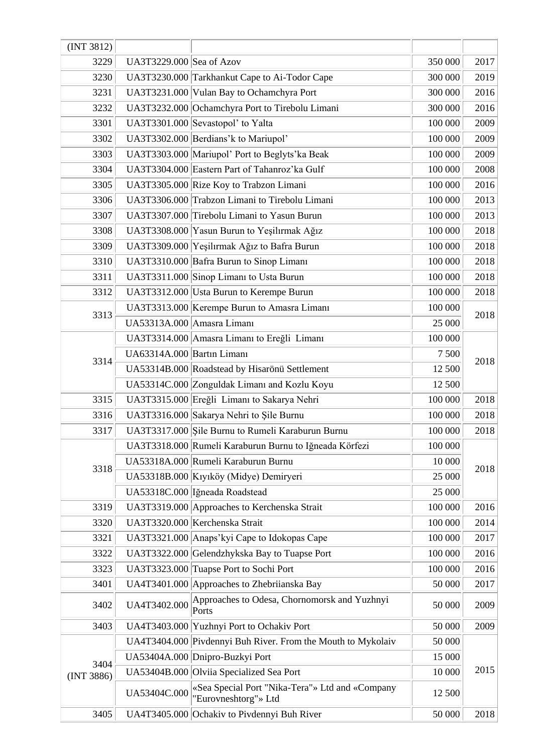| (INT 3812) | | | | |
|---|---|---|---|---|
| 3229 | UA3T3229.000 | Sea of Azov | 350 000 | 2017 |
| 3230 | UA3T3230.000 | Tarkhankut Cape to Ai-Todor Cape | 300 000 | 2019 |
| 3231 | UA3T3231.000 | Vulan Bay to Ochamchyra Port | 300 000 | 2016 |
| 3232 | UA3T3232.000 | Ochamchyra Port to Tirebolu Limani | 300 000 | 2016 |
| 3301 | UA3T3301.000 | Sevastopol' to Yalta | 100 000 | 2009 |
| 3302 | UA3T3302.000 | Berdians'k to Mariupol' | 100 000 | 2009 |
| 3303 | UA3T3303.000 | Mariupol' Port to Beglyts'ka Beak | 100 000 | 2009 |
| 3304 | UA3T3304.000 | Eastern Part of Tahanroz'ka Gulf | 100 000 | 2008 |
| 3305 | UA3T3305.000 | Rize Koy to Trabzon Limani | 100 000 | 2016 |
| 3306 | UA3T3306.000 | Trabzon Limani to Tirebolu Limani | 100 000 | 2013 |
| 3307 | UA3T3307.000 | Tirebolu Limani to Yasun Burun | 100 000 | 2013 |
| 3308 | UA3T3308.000 | Yasun Burun to Yeşilırmak Ağız | 100 000 | 2018 |
| 3309 | UA3T3309.000 | Yeşilırmak Ağız to Bafra Burun | 100 000 | 2018 |
| 3310 | UA3T3310.000 | Bafra Burun to Sinop Limanı | 100 000 | 2018 |
| 3311 | UA3T3311.000 | Sinop Limanı to Usta Burun | 100 000 | 2018 |
| 3312 | UA3T3312.000 | Usta Burun to Kerempe Burun | 100 000 | 2018 |
| 3313 | UA3T3313.000 | Kerempe Burun to Amasra Limanı | 100 000 | 2018 |
| | UA53313A.000 | Amasra Limanı | 25 000 | |
| 3314 | UA3T3314.000 | Amasra Limanı to Ereğli Limanı | 100 000 | 2018 |
| | UA63314A.000 | Bartın Limanı | 7 500 | |
| | UA53314B.000 | Roadstead by Hisarönü Settlement | 12 500 | |
| | UA53314C.000 | Zonguldak Limanı and Kozlu Koyu | 12 500 | |
| 3315 | UA3T3315.000 | Ereğli Limanı to Sakarya Nehri | 100 000 | 2018 |
| 3316 | UA3T3316.000 | Sakarya Nehri to Şile Burnu | 100 000 | 2018 |
| 3317 | UA3T3317.000 | Şile Burnu to Rumeli Karaburun Burnu | 100 000 | 2018 |
| 3318 | UA3T3318.000 | Rumeli Karaburun Burnu to Iğneada Körfezi | 100 000 | 2018 |
| | UA53318A.000 | Rumeli Karaburun Burnu | 10 000 | |
| | UA53318B.000 | Kıyıköy (Midye) Demiryeri | 25 000 | |
| | UA53318C.000 | Iğneada Roadstead | 25 000 | |
| 3319 | UA3T3319.000 | Approaches to Kerchenska Strait | 100 000 | 2016 |
| 3320 | UA3T3320.000 | Kerchenska Strait | 100 000 | 2014 |
| 3321 | UA3T3321.000 | Anaps'kyi Cape to Idokopas Cape | 100 000 | 2017 |
| 3322 | UA3T3322.000 | Gelendzhykska Bay to Tuapse Port | 100 000 | 2016 |
| 3323 | UA3T3323.000 | Tuapse Port to Sochi Port | 100 000 | 2016 |
| 3401 | UA4T3401.000 | Approaches to Zhebriianska Bay | 50 000 | 2017 |
| 3402 | UA4T3402.000 | Approaches to Odesa, Chornomorsk and Yuzhnyi Ports | 50 000 | 2009 |
| 3403 | UA4T3403.000 | Yuzhnyi Port to Ochakiv Port | 50 000 | 2009 |
| 3404 (INT 3886) | UA4T3404.000 | Pivdennyi Buh River. From the Mouth to Mykolaiv | 50 000 | 2015 |
| | UA53404A.000 | Dnipro-Buzkyi Port | 15 000 | |
| | UA53404B.000 | Olviia Specialized Sea Port | 10 000 | |
| | UA53404C.000 | «Sea Special Port "Nika-Tera"» Ltd and «Company "Eurovneshtorg"» Ltd | 12 500 | |
| 3405 | UA4T3405.000 | Ochakiv to Pivdennyi Buh River | 50 000 | 2018 |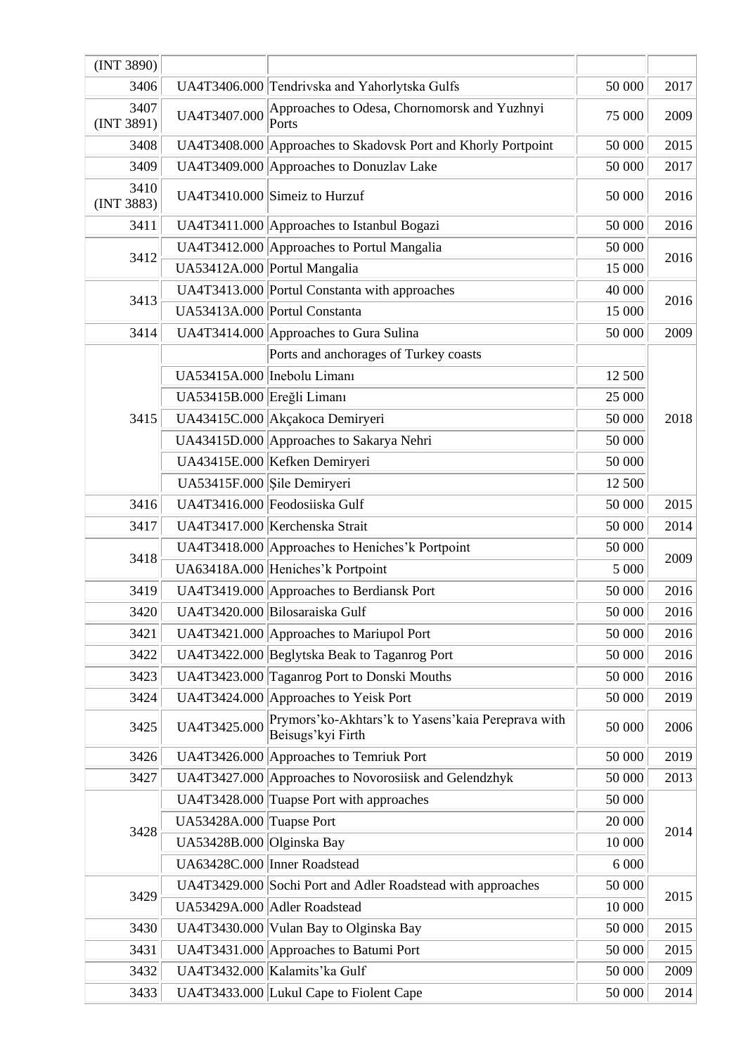| | | | | |
|---|---|---|---|---|
| (INT 3890) | | | | |
| 3406 | UA4T3406.000 | Tendrivska and Yahorlytska Gulfs | 50 000 | 2017 |
| 3407 (INT 3891) | UA4T3407.000 | Approaches to Odesa, Chornomorsk and Yuzhnyi Ports | 75 000 | 2009 |
| 3408 | UA4T3408.000 | Approaches to Skadovsk Port and Khorly Portpoint | 50 000 | 2015 |
| 3409 | UA4T3409.000 | Approaches to Donuzlav Lake | 50 000 | 2017 |
| 3410 (INT 3883) | UA4T3410.000 | Simeiz to Hurzuf | 50 000 | 2016 |
| 3411 | UA4T3411.000 | Approaches to Istanbul Bogazi | 50 000 | 2016 |
| 3412 | UA4T3412.000 | Approaches to Portul Mangalia | 50 000 | 2016 |
| | UA53412A.000 | Portul Mangalia | 15 000 | |
| 3413 | UA4T3413.000 | Portul Constanta with approaches | 40 000 | 2016 |
| | UA53413A.000 | Portul Constanta | 15 000 | |
| 3414 | UA4T3414.000 | Approaches to Gura Sulina | 50 000 | 2009 |
| 3415 | | Ports and anchorages of Turkey coasts | | 2018 |
| | UA53415A.000 | Inebolu Limanı | 12 500 | |
| | UA53415B.000 | Ereğli Limanı | 25 000 | |
| | UA43415C.000 | Akçakoca Demiryeri | 50 000 | |
| | UA43415D.000 | Approaches to Sakarya Nehri | 50 000 | |
| | UA43415E.000 | Kefken Demiryeri | 50 000 | |
| | UA53415F.000 | Şile Demiryeri | 12 500 | |
| 3416 | UA4T3416.000 | Feodosiiska Gulf | 50 000 | 2015 |
| 3417 | UA4T3417.000 | Kerchenska Strait | 50 000 | 2014 |
| 3418 | UA4T3418.000 | Approaches to Heniches'k Portpoint | 50 000 | 2009 |
| | UA63418A.000 | Heniches'k Portpoint | 5 000 | |
| 3419 | UA4T3419.000 | Approaches to Berdiansk Port | 50 000 | 2016 |
| 3420 | UA4T3420.000 | Bilosaraiska Gulf | 50 000 | 2016 |
| 3421 | UA4T3421.000 | Approaches to Mariupol Port | 50 000 | 2016 |
| 3422 | UA4T3422.000 | Beglytska Beak to Taganrog Port | 50 000 | 2016 |
| 3423 | UA4T3423.000 | Taganrog Port to Donski Mouths | 50 000 | 2016 |
| 3424 | UA4T3424.000 | Approaches to Yeisk Port | 50 000 | 2019 |
| 3425 | UA4T3425.000 | Prymors'ko-Akhtars'k to Yasens'kaia Pereprava with Beisugs'kyi Firth | 50 000 | 2006 |
| 3426 | UA4T3426.000 | Approaches to Temriuk Port | 50 000 | 2019 |
| 3427 | UA4T3427.000 | Approaches to Novorosiisk and Gelendzhyk | 50 000 | 2013 |
| 3428 | UA4T3428.000 | Tuapse Port with approaches | 50 000 | 2014 |
| | UA53428A.000 | Tuapse Port | 20 000 | |
| | UA53428B.000 | Olginska Bay | 10 000 | |
| | UA63428C.000 | Inner Roadstead | 6 000 | |
| 3429 | UA4T3429.000 | Sochi Port and Adler Roadstead with approaches | 50 000 | 2015 |
| | UA53429A.000 | Adler Roadstead | 10 000 | |
| 3430 | UA4T3430.000 | Vulan Bay to Olginska Bay | 50 000 | 2015 |
| 3431 | UA4T3431.000 | Approaches to Batumi Port | 50 000 | 2015 |
| 3432 | UA4T3432.000 | Kalamits'ka Gulf | 50 000 | 2009 |
| 3433 | UA4T3433.000 | Lukul Cape to Fiolent Cape | 50 000 | 2014 |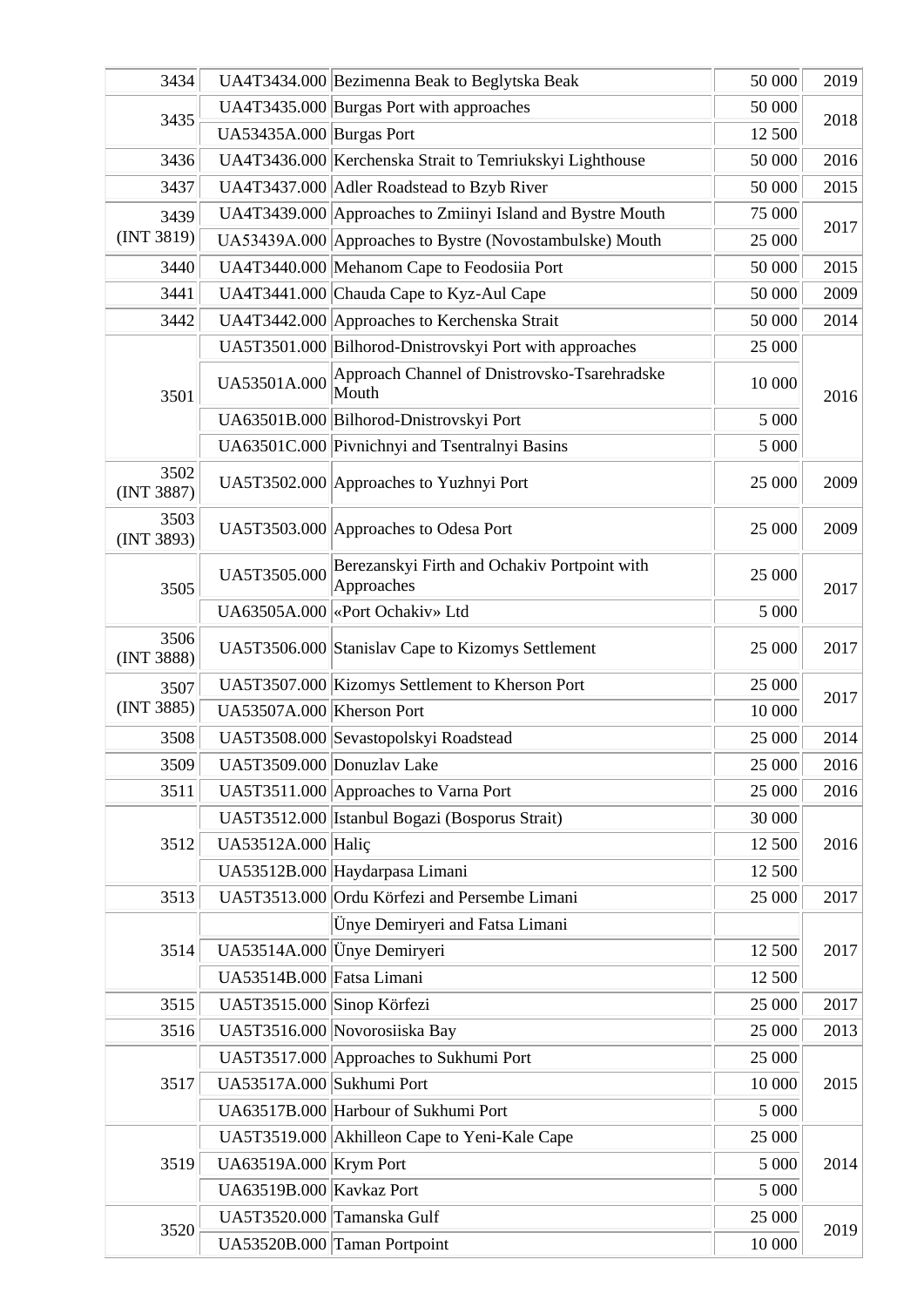| | | | | |
|---|---|---|---|---|
| 3434 | UA4T3434.000 | Bezimenna Beak to Beglytska Beak | 50 000 | 2019 |
| 3435 | UA4T3435.000 | Burgas Port with approaches | 50 000 | 2018 |
| | UA53435A.000 | Burgas Port | 12 500 | |
| 3436 | UA4T3436.000 | Kerchenska Strait to Temriukskyi Lighthouse | 50 000 | 2016 |
| 3437 | UA4T3437.000 | Adler Roadstead to Bzyb River | 50 000 | 2015 |
| 3439 (INT 3819) | UA4T3439.000 | Approaches to Zmiinyi Island and Bystre Mouth | 75 000 | 2017 |
| | UA53439A.000 | Approaches to Bystre (Novostambulske) Mouth | 25 000 | |
| 3440 | UA4T3440.000 | Mehanom Cape to Feodosiia Port | 50 000 | 2015 |
| 3441 | UA4T3441.000 | Chauda Cape to Kyz-Aul Cape | 50 000 | 2009 |
| 3442 | UA4T3442.000 | Approaches to Kerchenska Strait | 50 000 | 2014 |
| 3501 | UA5T3501.000 | Bilhorod-Dnistrovskyi Port with approaches | 25 000 | 2016 |
| | UA53501A.000 | Approach Channel of Dnistrovsko-Tsarehradske Mouth | 10 000 | |
| | UA63501B.000 | Bilhorod-Dnistrovskyi Port | 5 000 | |
| | UA63501C.000 | Pivnichnyi and Tsentralnyi Basins | 5 000 | |
| 3502 (INT 3887) | UA5T3502.000 | Approaches to Yuzhnyi Port | 25 000 | 2009 |
| 3503 (INT 3893) | UA5T3503.000 | Approaches to Odesa Port | 25 000 | 2009 |
| 3505 | UA5T3505.000 | Berezanskyi Firth and Ochakiv Portpoint with Approaches | 25 000 | 2017 |
| | UA63505A.000 | «Port Ochakiv» Ltd | 5 000 | |
| 3506 (INT 3888) | UA5T3506.000 | Stanislav Cape to Kizomys Settlement | 25 000 | 2017 |
| 3507 (INT 3885) | UA5T3507.000 | Kizomys Settlement to Kherson Port | 25 000 | 2017 |
| | UA53507A.000 | Kherson Port | 10 000 | |
| 3508 | UA5T3508.000 | Sevastopolskyi Roadstead | 25 000 | 2014 |
| 3509 | UA5T3509.000 | Donuzlav Lake | 25 000 | 2016 |
| 3511 | UA5T3511.000 | Approaches to Varna Port | 25 000 | 2016 |
| 3512 | UA5T3512.000 | Istanbul Bogazi (Bosporus Strait) | 30 000 | 2016 |
| | UA53512A.000 | Haliç | 12 500 | |
| | UA53512B.000 | Haydarpasa Limani | 12 500 | |
| 3513 | UA5T3513.000 | Ordu Körfezi and Persembe Limani | 25 000 | 2017 |
| 3514 | | Ünye Demiryeri and Fatsa Limani | | 2017 |
| | UA53514A.000 | Ünye Demiryeri | 12 500 | |
| | UA53514B.000 | Fatsa Limani | 12 500 | |
| 3515 | UA5T3515.000 | Sinop Körfezi | 25 000 | 2017 |
| 3516 | UA5T3516.000 | Novorosiiska Bay | 25 000 | 2013 |
| 3517 | UA5T3517.000 | Approaches to Sukhumi Port | 25 000 | 2015 |
| | UA53517A.000 | Sukhumi Port | 10 000 | |
| | UA63517B.000 | Harbour of Sukhumi Port | 5 000 | |
| 3519 | UA5T3519.000 | Akhilleon Cape to Yeni-Kale Cape | 25 000 | 2014 |
| | UA63519A.000 | Krym Port | 5 000 | |
| | UA63519B.000 | Kavkaz Port | 5 000 | |
| 3520 | UA5T3520.000 | Tamanska Gulf | 25 000 | 2019 |
| | UA53520B.000 | Taman Portpoint | 10 000 | |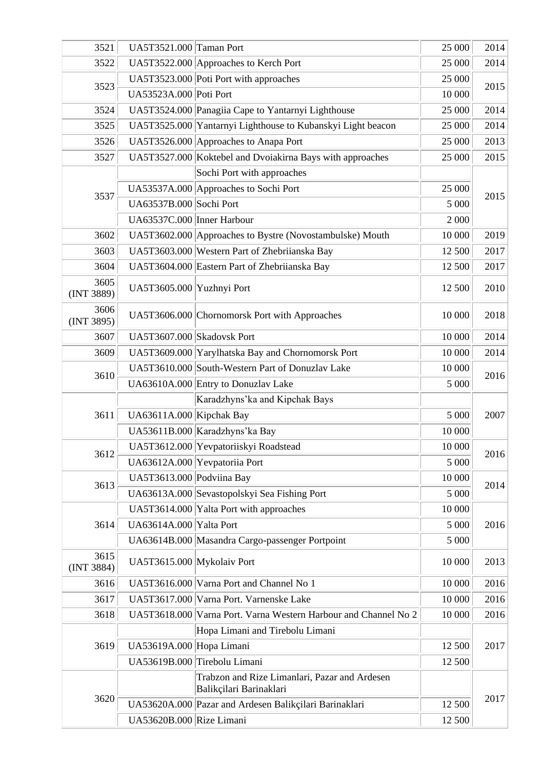| | | | | |
|---|---|---|---|---|
| 3521 | UA5T3521.000 | Taman Port | 25 000 | 2014 |
| 3522 | UA5T3522.000 | Approaches to Kerch Port | 25 000 | 2014 |
| 3523 | UA5T3523.000 | Poti Port with approaches | 25 000 | 2015 |
| | UA53523A.000 | Poti Port | 10 000 | |
| 3524 | UA5T3524.000 | Panagiia Cape to Yantarnyi Lighthouse | 25 000 | 2014 |
| 3525 | UA5T3525.000 | Yantarnyi Lighthouse to Kubanskyi Light beacon | 25 000 | 2014 |
| 3526 | UA5T3526.000 | Approaches to Anapa Port | 25 000 | 2013 |
| 3527 | UA5T3527.000 | Koktebel and Dvoiakirna Bays with approaches | 25 000 | 2015 |
| 3537 | | Sochi Port with approaches | | 2015 |
| | UA53537A.000 | Approaches to Sochi Port | 25 000 | |
| | UA63537B.000 | Sochi Port | 5 000 | |
| | UA63537C.000 | Inner Harbour | 2 000 | |
| 3602 | UA5T3602.000 | Approaches to Bystre (Novostambulske) Mouth | 10 000 | 2019 |
| 3603 | UA5T3603.000 | Western Part of Zhebriianska Bay | 12 500 | 2017 |
| 3604 | UA5T3604.000 | Eastern Part of Zhebriianska Bay | 12 500 | 2017 |
| 3605 (INT 3889) | UA5T3605.000 | Yuzhnyi Port | 12 500 | 2010 |
| 3606 (INT 3895) | UA5T3606.000 | Chornomorsk Port with Approaches | 10 000 | 2018 |
| 3607 | UA5T3607.000 | Skadovsk Port | 10 000 | 2014 |
| 3609 | UA5T3609.000 | Yarylhatska Bay and Chornomorsk Port | 10 000 | 2014 |
| 3610 | UA5T3610.000 | South-Western Part of Donuzlav Lake | 10 000 | 2016 |
| | UA63610A.000 | Entry to Donuzlav Lake | 5 000 | |
| 3611 | | Karadzhyns'ka and Kipchak Bays | | 2007 |
| | UA63611A.000 | Kipchak Bay | 5 000 | |
| | UA53611B.000 | Karadzhyns'ka Bay | 10 000 | |
| 3612 | UA5T3612.000 | Yevpatoriiskyi Roadstead | 10 000 | 2016 |
| | UA63612A.000 | Yevpatoriia Port | 5 000 | |
| 3613 | UA5T3613.000 | Podviina Bay | 10 000 | 2014 |
| | UA63613A.000 | Sevastopolskyi Sea Fishing Port | 5 000 | |
| 3614 | UA5T3614.000 | Yalta Port with approaches | 10 000 | 2016 |
| | UA63614A.000 | Yalta Port | 5 000 | |
| | UA63614B.000 | Masandra Cargo-passenger Portpoint | 5 000 | |
| 3615 (INT 3884) | UA5T3615.000 | Mykolaiv Port | 10 000 | 2013 |
| 3616 | UA5T3616.000 | Varna Port and Channel No 1 | 10 000 | 2016 |
| 3617 | UA5T3617.000 | Varna Port. Varnenske Lake | 10 000 | 2016 |
| 3618 | UA5T3618.000 | Varna Port. Varna Western Harbour and Channel No 2 | 10 000 | 2016 |
| 3619 | | Hopa Limani and Tirebolu Limani | | 2017 |
| | UA53619A.000 | Hopa Limani | 12 500 | |
| | UA53619B.000 | Tirebolu Limani | 12 500 | |
| 3620 | | Trabzon and Rize Limanlari, Pazar and Ardesen Balikçilari Barinaklari | | 2017 |
| | UA53620A.000 | Pazar and Ardesen Balikçilari Barinaklari | 12 500 | |
| | UA53620B.000 | Rize Limani | 12 500 | |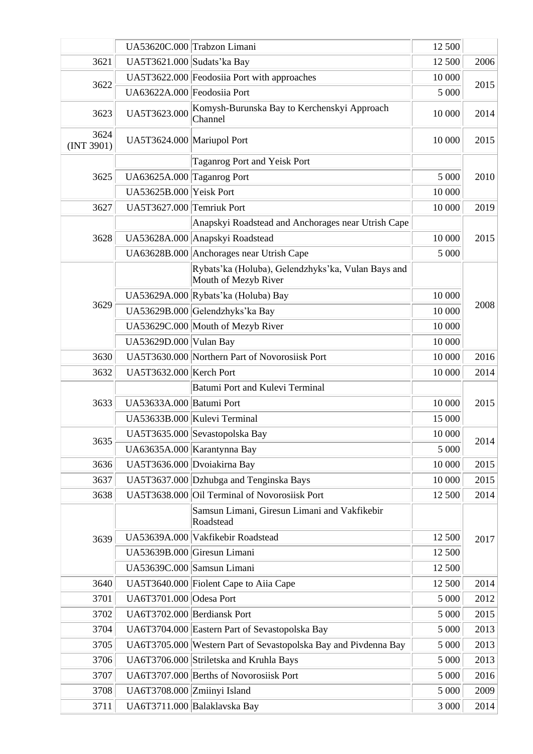| | | | | |
|---|---|---|---|---|
| | UA53620C.000 | Trabzon Limani | 12 500 | |
| 3621 | UA5T3621.000 | Sudats'ka Bay | 12 500 | 2006 |
| 3622 | UA5T3622.000 | Feodosiia Port with approaches | 10 000 | 2015 |
| | UA63622A.000 | Feodosiia Port | 5 000 | |
| 3623 | UA5T3623.000 | Komysh-Burunska Bay to Kerchenskyi Approach Channel | 10 000 | 2014 |
| 3624 (INT 3901) | UA5T3624.000 | Mariupol Port | 10 000 | 2015 |
| 3625 | | Taganrog Port and Yeisk Port | | 2010 |
| | UA63625A.000 | Taganrog Port | 5 000 | |
| | UA53625B.000 | Yeisk Port | 10 000 | |
| 3627 | UA5T3627.000 | Temriuk Port | 10 000 | 2019 |
| 3628 | | Anapskyi Roadstead and Anchorages near Utrish Cape | | 2015 |
| | UA53628A.000 | Anapskyi Roadstead | 10 000 | |
| | UA63628B.000 | Anchorages near Utrish Cape | 5 000 | |
| 3629 | | Rybats'ka (Holuba), Gelendzhyks'ka, Vulan Bays and Mouth of Mezyb River | | 2008 |
| | UA53629A.000 | Rybats'ka (Holuba) Bay | 10 000 | |
| | UA53629B.000 | Gelendzhyks'ka Bay | 10 000 | |
| | UA53629C.000 | Mouth of Mezyb River | 10 000 | |
| | UA53629D.000 | Vulan Bay | 10 000 | |
| 3630 | UA5T3630.000 | Northern Part of Novorosiisk Port | 10 000 | 2016 |
| 3632 | UA5T3632.000 | Kerch Port | 10 000 | 2014 |
| 3633 | | Batumi Port and Kulevi Terminal | | 2015 |
| | UA53633A.000 | Batumi Port | 10 000 | |
| | UA53633B.000 | Kulevi Terminal | 15 000 | |
| 3635 | UA5T3635.000 | Sevastopolska Bay | 10 000 | 2014 |
| | UA63635A.000 | Karantynna Bay | 5 000 | |
| 3636 | UA5T3636.000 | Dvoiakirna Bay | 10 000 | 2015 |
| 3637 | UA5T3637.000 | Dzhubga and Tenginska Bays | 10 000 | 2015 |
| 3638 | UA5T3638.000 | Oil Terminal of Novorosiisk Port | 12 500 | 2014 |
| 3639 | | Samsun Limani, Giresun Limani and Vakfikebir Roadstead | | 2017 |
| | UA53639A.000 | Vakfikebir Roadstead | 12 500 | |
| | UA53639B.000 | Giresun Limani | 12 500 | |
| | UA53639C.000 | Samsun Limani | 12 500 | |
| 3640 | UA5T3640.000 | Fiolent Cape to Aiia Cape | 12 500 | 2014 |
| 3701 | UA6T3701.000 | Odesa Port | 5 000 | 2012 |
| 3702 | UA6T3702.000 | Berdiansk Port | 5 000 | 2015 |
| 3704 | UA6T3704.000 | Eastern Part of Sevastopolska Bay | 5 000 | 2013 |
| 3705 | UA6T3705.000 | Western Part of Sevastopolska Bay and Pivdenna Bay | 5 000 | 2013 |
| 3706 | UA6T3706.000 | Striletska and Kruhla Bays | 5 000 | 2013 |
| 3707 | UA6T3707.000 | Berths of Novorosiisk Port | 5 000 | 2016 |
| 3708 | UA6T3708.000 | Zmiinyi Island | 5 000 | 2009 |
| 3711 | UA6T3711.000 | Balaklavska Bay | 3 000 | 2014 |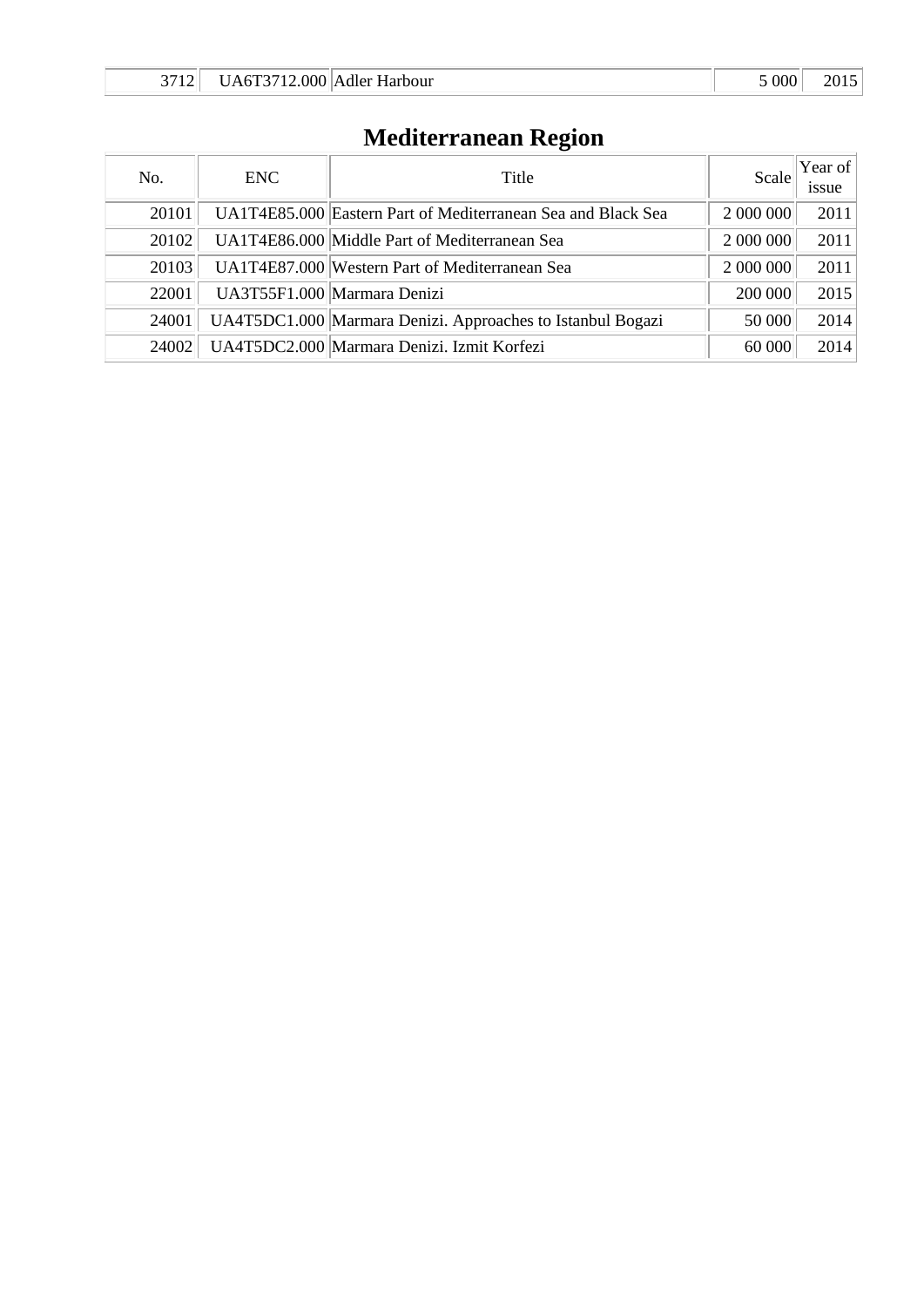| 3712 | UA6T3712.000 | Adler Harbour | 5 000 | 2015 |
|---|---|---|---|---|

## Mediterranean Region

| No. | ENC | Title | Scale | Year of issue |
|---|---|---|---|---|
| 20101 | UA1T4E85.000 | Eastern Part of Mediterranean Sea and Black Sea | 2 000 000 | 2011 |
| 20102 | UA1T4E86.000 | Middle Part of Mediterranean Sea | 2 000 000 | 2011 |
| 20103 | UA1T4E87.000 | Western Part of Mediterranean Sea | 2 000 000 | 2011 |
| 22001 | UA3T55F1.000 | Marmara Denizi | 200 000 | 2015 |
| 24001 | UA4T5DC1.000 | Marmara Denizi. Approaches to Istanbul Bogazi | 50 000 | 2014 |
| 24002 | UA4T5DC2.000 | Marmara Denizi. Izmit Korfezi | 60 000 | 2014 |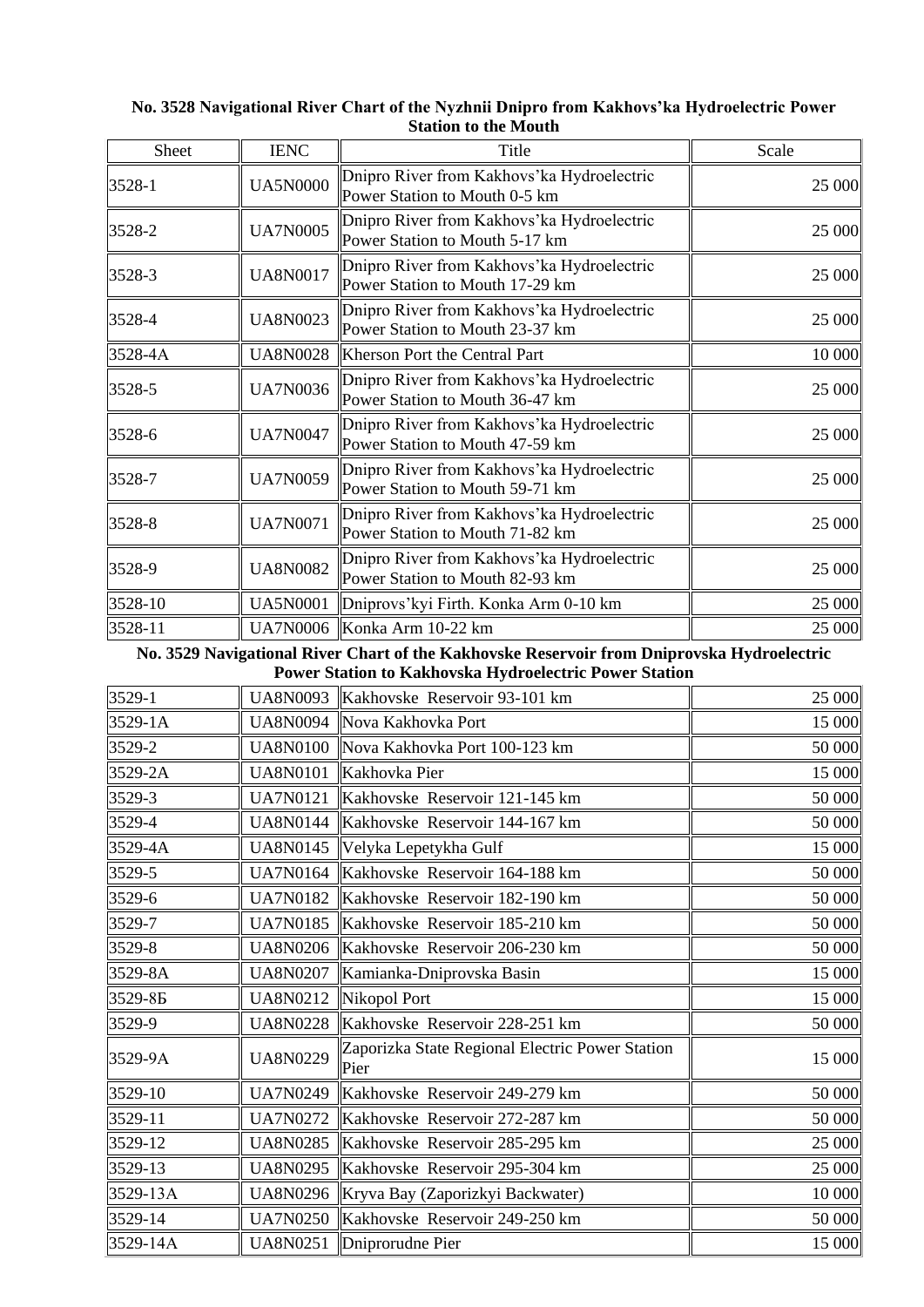**No. 3528 Navigational River Chart of the Nyzhnii Dnipro from Kakhovs'ka Hydroelectric Power Station to the Mouth**

| Sheet | IENC | Title | Scale |
|---|---|---|---|
| 3528-1 | UA5N0000 | Dnipro River from Kakhovs'ka Hydroelectric Power Station to Mouth 0-5 km | 25 000 |
| 3528-2 | UA7N0005 | Dnipro River from Kakhovs'ka Hydroelectric Power Station to Mouth 5-17 km | 25 000 |
| 3528-3 | UA8N0017 | Dnipro River from Kakhovs'ka Hydroelectric Power Station to Mouth 17-29 km | 25 000 |
| 3528-4 | UA8N0023 | Dnipro River from Kakhovs'ka Hydroelectric Power Station to Mouth 23-37 km | 25 000 |
| 3528-4A | UA8N0028 | Kherson Port the Central Part | 10 000 |
| 3528-5 | UA7N0036 | Dnipro River from Kakhovs'ka Hydroelectric Power Station to Mouth 36-47 km | 25 000 |
| 3528-6 | UA7N0047 | Dnipro River from Kakhovs'ka Hydroelectric Power Station to Mouth 47-59 km | 25 000 |
| 3528-7 | UA7N0059 | Dnipro River from Kakhovs'ka Hydroelectric Power Station to Mouth 59-71 km | 25 000 |
| 3528-8 | UA7N0071 | Dnipro River from Kakhovs'ka Hydroelectric Power Station to Mouth 71-82 km | 25 000 |
| 3528-9 | UA8N0082 | Dnipro River from Kakhovs'ka Hydroelectric Power Station to Mouth 82-93 km | 25 000 |
| 3528-10 | UA5N0001 | Dniprovs'kyi Firth. Konka Arm 0-10 km | 25 000 |
| 3528-11 | UA7N0006 | Konka Arm 10-22 km | 25 000 |

**No. 3529 Navigational River Chart of the Kakhovske Reservoir from Dniprovska Hydroelectric Power Station to Kakhovska Hydroelectric Power Station**

| Sheet | IENC | Title | Scale |
|---|---|---|---|
| 3529-1 | UA8N0093 | Kakhovske Reservoir 93-101 km | 25 000 |
| 3529-1A | UA8N0094 | Nova Kakhovka Port | 15 000 |
| 3529-2 | UA8N0100 | Nova Kakhovka Port 100-123 km | 50 000 |
| 3529-2A | UA8N0101 | Kakhovka Pier | 15 000 |
| 3529-3 | UA7N0121 | Kakhovske Reservoir 121-145 km | 50 000 |
| 3529-4 | UA8N0144 | Kakhovske Reservoir 144-167 km | 50 000 |
| 3529-4A | UA8N0145 | Velyka Lepetykha Gulf | 15 000 |
| 3529-5 | UA7N0164 | Kakhovske Reservoir 164-188 km | 50 000 |
| 3529-6 | UA7N0182 | Kakhovske Reservoir 182-190 km | 50 000 |
| 3529-7 | UA7N0185 | Kakhovske Reservoir 185-210 km | 50 000 |
| 3529-8 | UA8N0206 | Kakhovske Reservoir 206-230 km | 50 000 |
| 3529-8A | UA8N0207 | Kamianka-Dniprovska Basin | 15 000 |
| 3529-8Б | UA8N0212 | Nikopol Port | 15 000 |
| 3529-9 | UA8N0228 | Kakhovske Reservoir 228-251 km | 50 000 |
| 3529-9A | UA8N0229 | Zaporizka State Regional Electric Power Station Pier | 15 000 |
| 3529-10 | UA7N0249 | Kakhovske Reservoir 249-279 km | 50 000 |
| 3529-11 | UA7N0272 | Kakhovske Reservoir 272-287 km | 50 000 |
| 3529-12 | UA8N0285 | Kakhovske Reservoir 285-295 km | 25 000 |
| 3529-13 | UA8N0295 | Kakhovske Reservoir 295-304 km | 25 000 |
| 3529-13A | UA8N0296 | Kryva Bay (Zaporizkyi Backwater) | 10 000 |
| 3529-14 | UA7N0250 | Kakhovske Reservoir 249-250 km | 50 000 |
| 3529-14A | UA8N0251 | Dniprorudne Pier | 15 000 |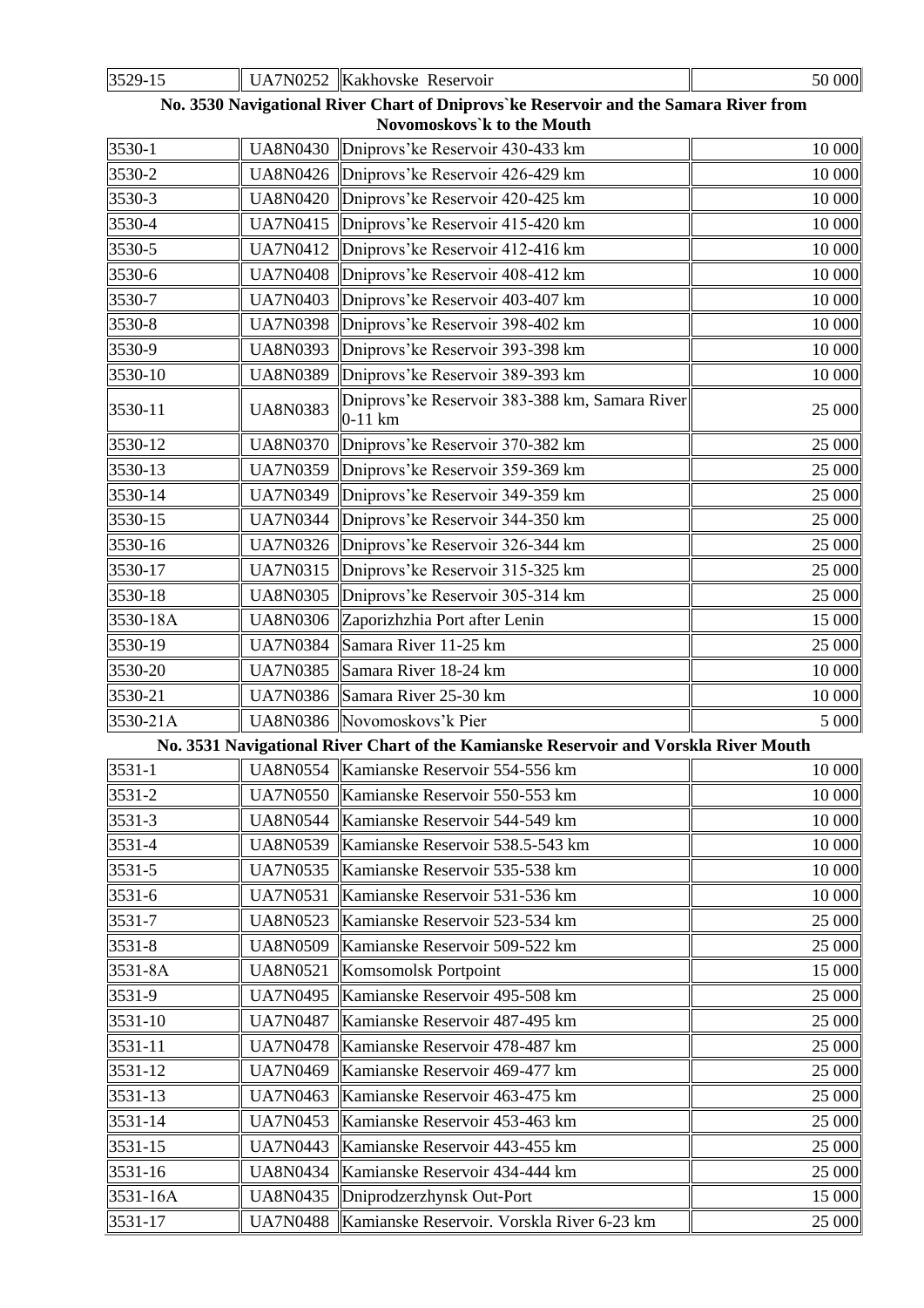| 3529-15 | UA7N0252 | Kakhovske Reservoir | 50 000 |
|---|---|---|---|

**No. 3530 Navigational River Chart of Dniprovs`ke Reservoir and the Samara River from Novomoskovs`k to the Mouth**

| | | | |
|---|---|---|---|
| 3530-1 | UA8N0430 | Dniprovs'ke Reservoir 430-433 km | 10 000 |
| 3530-2 | UA8N0426 | Dniprovs'ke Reservoir 426-429 km | 10 000 |
| 3530-3 | UA8N0420 | Dniprovs'ke Reservoir 420-425 km | 10 000 |
| 3530-4 | UA7N0415 | Dniprovs'ke Reservoir 415-420 km | 10 000 |
| 3530-5 | UA7N0412 | Dniprovs'ke Reservoir 412-416 km | 10 000 |
| 3530-6 | UA7N0408 | Dniprovs'ke Reservoir 408-412 km | 10 000 |
| 3530-7 | UA7N0403 | Dniprovs'ke Reservoir 403-407 km | 10 000 |
| 3530-8 | UA7N0398 | Dniprovs'ke Reservoir 398-402 km | 10 000 |
| 3530-9 | UA8N0393 | Dniprovs'ke Reservoir 393-398 km | 10 000 |
| 3530-10 | UA8N0389 | Dniprovs'ke Reservoir 389-393 km | 10 000 |
| 3530-11 | UA8N0383 | Dniprovs'ke Reservoir 383-388 km, Samara River 0-11 km | 25 000 |
| 3530-12 | UA8N0370 | Dniprovs'ke Reservoir 370-382 km | 25 000 |
| 3530-13 | UA7N0359 | Dniprovs'ke Reservoir 359-369 km | 25 000 |
| 3530-14 | UA7N0349 | Dniprovs'ke Reservoir 349-359 km | 25 000 |
| 3530-15 | UA7N0344 | Dniprovs'ke Reservoir 344-350 km | 25 000 |
| 3530-16 | UA7N0326 | Dniprovs'ke Reservoir 326-344 km | 25 000 |
| 3530-17 | UA7N0315 | Dniprovs'ke Reservoir 315-325 km | 25 000 |
| 3530-18 | UA8N0305 | Dniprovs'ke Reservoir 305-314 km | 25 000 |
| 3530-18A | UA8N0306 | Zaporizhzhia Port after Lenin | 15 000 |
| 3530-19 | UA7N0384 | Samara River 11-25 km | 25 000 |
| 3530-20 | UA7N0385 | Samara River 18-24 km | 10 000 |
| 3530-21 | UA7N0386 | Samara River 25-30 km | 10 000 |
| 3530-21A | UA8N0386 | Novomoskovs'k Pier | 5 000 |

**No. 3531 Navigational River Chart of the Kamianske Reservoir and Vorskla River Mouth**

| | | | |
|---|---|---|---|
| 3531-1 | UA8N0554 | Kamianske Reservoir 554-556 km | 10 000 |
| 3531-2 | UA7N0550 | Kamianske Reservoir 550-553 km | 10 000 |
| 3531-3 | UA8N0544 | Kamianske Reservoir 544-549 km | 10 000 |
| 3531-4 | UA8N0539 | Kamianske Reservoir 538.5-543 km | 10 000 |
| 3531-5 | UA7N0535 | Kamianske Reservoir 535-538 km | 10 000 |
| 3531-6 | UA7N0531 | Kamianske Reservoir 531-536 km | 10 000 |
| 3531-7 | UA8N0523 | Kamianske Reservoir 523-534 km | 25 000 |
| 3531-8 | UA8N0509 | Kamianske Reservoir 509-522 km | 25 000 |
| 3531-8A | UA8N0521 | Komsomolsk Portpoint | 15 000 |
| 3531-9 | UA7N0495 | Kamianske Reservoir 495-508 km | 25 000 |
| 3531-10 | UA7N0487 | Kamianske Reservoir 487-495 km | 25 000 |
| 3531-11 | UA7N0478 | Kamianske Reservoir 478-487 km | 25 000 |
| 3531-12 | UA7N0469 | Kamianske Reservoir 469-477 km | 25 000 |
| 3531-13 | UA7N0463 | Kamianske Reservoir 463-475 km | 25 000 |
| 3531-14 | UA7N0453 | Kamianske Reservoir 453-463 km | 25 000 |
| 3531-15 | UA7N0443 | Kamianske Reservoir 443-455 km | 25 000 |
| 3531-16 | UA8N0434 | Kamianske Reservoir 434-444 km | 25 000 |
| 3531-16A | UA8N0435 | Dniprodzerzhynsk Out-Port | 15 000 |
| 3531-17 | UA7N0488 | Kamianske Reservoir. Vorskla River 6-23 km | 25 000 |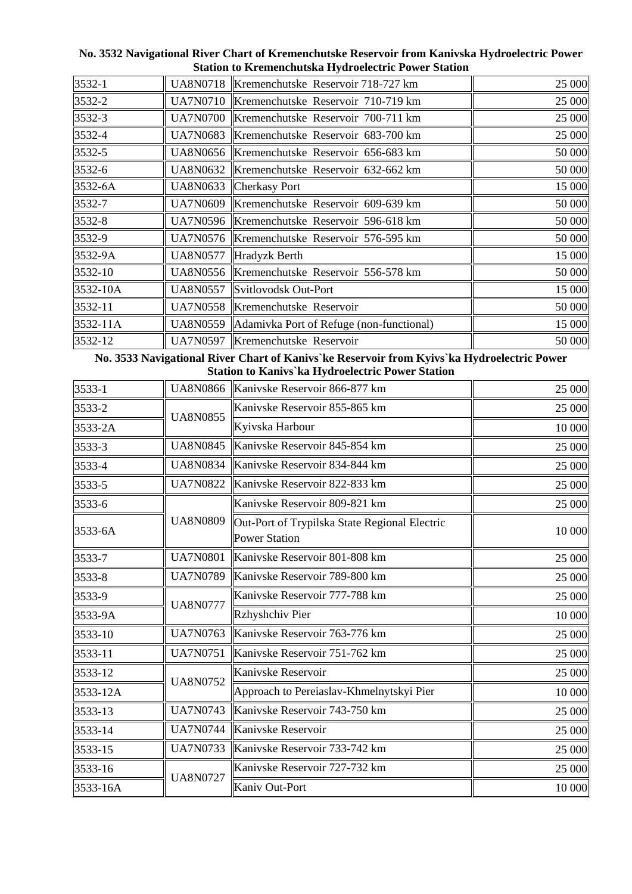**No. 3532 Navigational River Chart of Kremenchutske Reservoir from Kanivska Hydroelectric Power Station to Kremenchutska Hydroelectric Power Station**

| | | | |
|---|---|---|---|
| 3532-1 | UA8N0718 | Kremenchutske Reservoir 718-727 km | 25 000 |
| 3532-2 | UA7N0710 | Kremenchutske Reservoir 710-719 km | 25 000 |
| 3532-3 | UA7N0700 | Kremenchutske Reservoir 700-711 km | 25 000 |
| 3532-4 | UA7N0683 | Kremenchutske Reservoir 683-700 km | 25 000 |
| 3532-5 | UA8N0656 | Kremenchutske Reservoir 656-683 km | 50 000 |
| 3532-6 | UA8N0632 | Kremenchutske Reservoir 632-662 km | 50 000 |
| 3532-6A | UA8N0633 | Cherkasy Port | 15 000 |
| 3532-7 | UA7N0609 | Kremenchutske Reservoir 609-639 km | 50 000 |
| 3532-8 | UA7N0596 | Kremenchutske Reservoir 596-618 km | 50 000 |
| 3532-9 | UA7N0576 | Kremenchutske Reservoir 576-595 km | 50 000 |
| 3532-9A | UA8N0577 | Hradyzk Berth | 15 000 |
| 3532-10 | UA8N0556 | Kremenchutske Reservoir 556-578 km | 50 000 |
| 3532-10A | UA8N0557 | Svitlovodsk Out-Port | 15 000 |
| 3532-11 | UA7N0558 | Kremenchutske Reservoir | 50 000 |
| 3532-11A | UA8N0559 | Adamivka Port of Refuge (non-functional) | 15 000 |
| 3532-12 | UA7N0597 | Kremenchutske Reservoir | 50 000 |

**No. 3533 Navigational River Chart of Kanivs`ke Reservoir from Kyivs`ka Hydroelectric Power Station to Kanivs`ka Hydroelectric Power Station**

| | | | |
|---|---|---|---|
| 3533-1 | UA8N0866 | Kanivske Reservoir 866-877 km | 25 000 |
| 3533-2 | UA8N0855 | Kanivske Reservoir 855-865 km | 25 000 |
| 3533-2A | | Kyivska Harbour | 10 000 |
| 3533-3 | UA8N0845 | Kanivske Reservoir 845-854 km | 25 000 |
| 3533-4 | UA8N0834 | Kanivske Reservoir 834-844 km | 25 000 |
| 3533-5 | UA7N0822 | Kanivske Reservoir 822-833 km | 25 000 |
| 3533-6 | UA8N0809 | Kanivske Reservoir 809-821 km | 25 000 |
| 3533-6A | | Out-Port of Trypilska State Regional Electric Power Station | 10 000 |
| 3533-7 | UA7N0801 | Kanivske Reservoir 801-808 km | 25 000 |
| 3533-8 | UA7N0789 | Kanivske Reservoir 789-800 km | 25 000 |
| 3533-9 | UA8N0777 | Kanivske Reservoir 777-788 km | 25 000 |
| 3533-9A | | Rzhyshchiv Pier | 10 000 |
| 3533-10 | UA7N0763 | Kanivske Reservoir 763-776 km | 25 000 |
| 3533-11 | UA7N0751 | Kanivske Reservoir 751-762 km | 25 000 |
| 3533-12 | UA8N0752 | Kanivske Reservoir | 25 000 |
| 3533-12A | | Approach to Pereiaslav-Khmelnytskyi Pier | 10 000 |
| 3533-13 | UA7N0743 | Kanivske Reservoir 743-750 km | 25 000 |
| 3533-14 | UA7N0744 | Kanivske Reservoir | 25 000 |
| 3533-15 | UA7N0733 | Kanivske Reservoir 733-742 km | 25 000 |
| 3533-16 | UA8N0727 | Kanivske Reservoir 727-732 km | 25 000 |
| 3533-16A | | Kaniv Out-Port | 10 000 |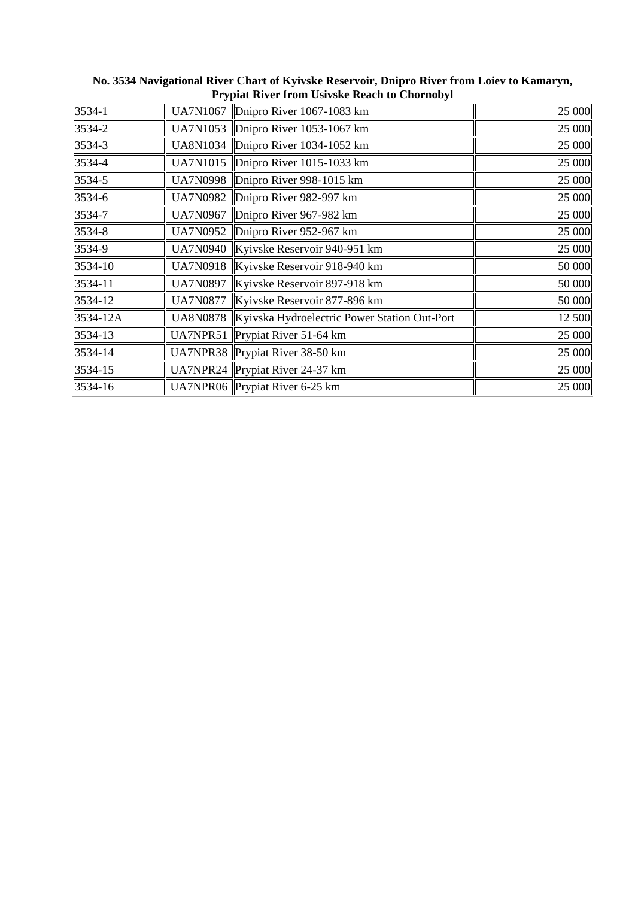**No. 3534 Navigational River Chart of Kyivske Reservoir, Dnipro River from Loiev to Kamaryn, Prypiat River from Usivske Reach to Chornobyl**

| | | | |
|---|---|---|---|
| 3534-1 | UA7N1067 | Dnipro River 1067-1083 km | 25 000 |
| 3534-2 | UA7N1053 | Dnipro River 1053-1067 km | 25 000 |
| 3534-3 | UA8N1034 | Dnipro River 1034-1052 km | 25 000 |
| 3534-4 | UA7N1015 | Dnipro River 1015-1033 km | 25 000 |
| 3534-5 | UA7N0998 | Dnipro River 998-1015 km | 25 000 |
| 3534-6 | UA7N0982 | Dnipro River 982-997 km | 25 000 |
| 3534-7 | UA7N0967 | Dnipro River 967-982 km | 25 000 |
| 3534-8 | UA7N0952 | Dnipro River 952-967 km | 25 000 |
| 3534-9 | UA7N0940 | Kyivske Reservoir 940-951 km | 25 000 |
| 3534-10 | UA7N0918 | Kyivske Reservoir 918-940 km | 50 000 |
| 3534-11 | UA7N0897 | Kyivske Reservoir 897-918 km | 50 000 |
| 3534-12 | UA7N0877 | Kyivske Reservoir 877-896 km | 50 000 |
| 3534-12A | UA8N0878 | Kyivska Hydroelectric Power Station Out-Port | 12 500 |
| 3534-13 | UA7NPR51 | Prypiat River 51-64 km | 25 000 |
| 3534-14 | UA7NPR38 | Prypiat River 38-50 km | 25 000 |
| 3534-15 | UA7NPR24 | Prypiat River 24-37 km | 25 000 |
| 3534-16 | UA7NPR06 | Prypiat River 6-25 km | 25 000 |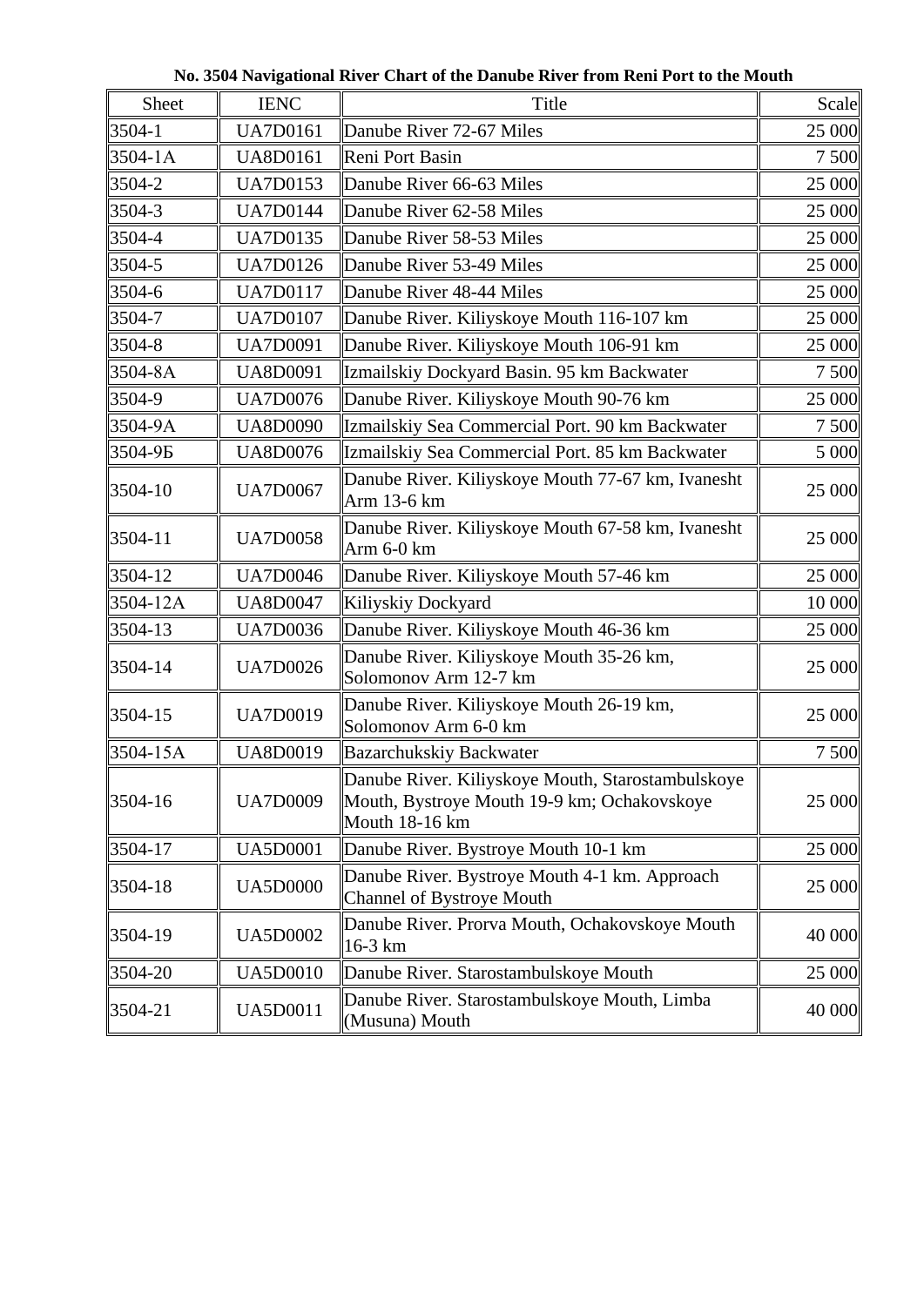**No. 3504 Navigational River Chart of the Danube River from Reni Port to the Mouth**

| Sheet | IENC | Title | Scale |
|---|---|---|---|
| 3504-1 | UA7D0161 | Danube River 72-67 Miles | 25 000 |
| 3504-1A | UA8D0161 | Reni Port Basin | 7 500 |
| 3504-2 | UA7D0153 | Danube River 66-63 Miles | 25 000 |
| 3504-3 | UA7D0144 | Danube River 62-58 Miles | 25 000 |
| 3504-4 | UA7D0135 | Danube River 58-53 Miles | 25 000 |
| 3504-5 | UA7D0126 | Danube River 53-49 Miles | 25 000 |
| 3504-6 | UA7D0117 | Danube River 48-44 Miles | 25 000 |
| 3504-7 | UA7D0107 | Danube River. Kiliyskoye Mouth 116-107 km | 25 000 |
| 3504-8 | UA7D0091 | Danube River. Kiliyskoye Mouth 106-91 km | 25 000 |
| 3504-8A | UA8D0091 | Izmailskiy Dockyard Basin. 95 km Backwater | 7 500 |
| 3504-9 | UA7D0076 | Danube River. Kiliyskoye Mouth 90-76 km | 25 000 |
| 3504-9A | UA8D0090 | Izmailskiy Sea Commercial Port. 90 km Backwater | 7 500 |
| 3504-9Б | UA8D0076 | Izmailskiy Sea Commercial Port. 85 km Backwater | 5 000 |
| 3504-10 | UA7D0067 | Danube River. Kiliyskoye Mouth 77-67 km, Ivanesht Arm 13-6 km | 25 000 |
| 3504-11 | UA7D0058 | Danube River. Kiliyskoye Mouth 67-58 km, Ivanesht Arm 6-0 km | 25 000 |
| 3504-12 | UA7D0046 | Danube River. Kiliyskoye Mouth 57-46 km | 25 000 |
| 3504-12A | UA8D0047 | Kiliyskiy Dockyard | 10 000 |
| 3504-13 | UA7D0036 | Danube River. Kiliyskoye Mouth 46-36 km | 25 000 |
| 3504-14 | UA7D0026 | Danube River. Kiliyskoye Mouth 35-26 km, Solomonov Arm 12-7 km | 25 000 |
| 3504-15 | UA7D0019 | Danube River. Kiliyskoye Mouth 26-19 km, Solomonov Arm 6-0 km | 25 000 |
| 3504-15A | UA8D0019 | Bazarchukskiy Backwater | 7 500 |
| 3504-16 | UA7D0009 | Danube River. Kiliyskoye Mouth, Starostambulskoye Mouth, Bystroye Mouth 19-9 km; Ochakovskoye Mouth 18-16 km | 25 000 |
| 3504-17 | UA5D0001 | Danube River. Bystroye Mouth 10-1 km | 25 000 |
| 3504-18 | UA5D0000 | Danube River. Bystroye Mouth 4-1 km. Approach Channel of Bystroye Mouth | 25 000 |
| 3504-19 | UA5D0002 | Danube River. Prorva Mouth, Ochakovskoye Mouth 16-3 km | 40 000 |
| 3504-20 | UA5D0010 | Danube River. Starostambulskoye Mouth | 25 000 |
| 3504-21 | UA5D0011 | Danube River. Starostambulskoye Mouth, Limba (Musuna) Mouth | 40 000 |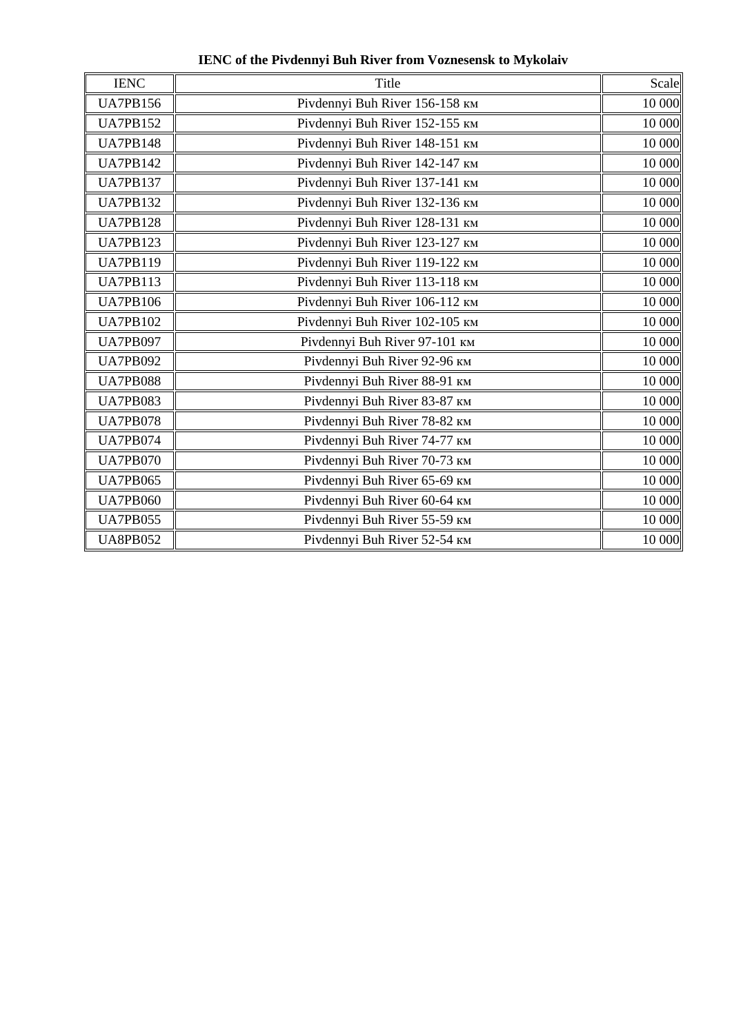**IENC of the Pivdennyi Buh River from Voznesensk to Mykolaiv**

| IENC | Title | Scale |
|---|---|---|
| UA7PB156 | Pivdennyi Buh River 156-158 км | 10 000 |
| UA7PB152 | Pivdennyi Buh River 152-155 км | 10 000 |
| UA7PB148 | Pivdennyi Buh River 148-151 км | 10 000 |
| UA7PB142 | Pivdennyi Buh River 142-147 км | 10 000 |
| UA7PB137 | Pivdennyi Buh River 137-141 км | 10 000 |
| UA7PB132 | Pivdennyi Buh River 132-136 км | 10 000 |
| UA7PB128 | Pivdennyi Buh River 128-131 км | 10 000 |
| UA7PB123 | Pivdennyi Buh River 123-127 км | 10 000 |
| UA7PB119 | Pivdennyi Buh River 119-122 км | 10 000 |
| UA7PB113 | Pivdennyi Buh River 113-118 км | 10 000 |
| UA7PB106 | Pivdennyi Buh River 106-112 км | 10 000 |
| UA7PB102 | Pivdennyi Buh River 102-105 км | 10 000 |
| UA7PB097 | Pivdennyi Buh River 97-101 км | 10 000 |
| UA7PB092 | Pivdennyi Buh River 92-96 км | 10 000 |
| UA7PB088 | Pivdennyi Buh River 88-91 км | 10 000 |
| UA7PB083 | Pivdennyi Buh River 83-87 км | 10 000 |
| UA7PB078 | Pivdennyi Buh River 78-82 км | 10 000 |
| UA7PB074 | Pivdennyi Buh River 74-77 км | 10 000 |
| UA7PB070 | Pivdennyi Buh River 70-73 км | 10 000 |
| UA7PB065 | Pivdennyi Buh River 65-69 км | 10 000 |
| UA7PB060 | Pivdennyi Buh River 60-64 км | 10 000 |
| UA7PB055 | Pivdennyi Buh River 55-59 км | 10 000 |
| UA8PB052 | Pivdennyi Buh River 52-54 км | 10 000 |